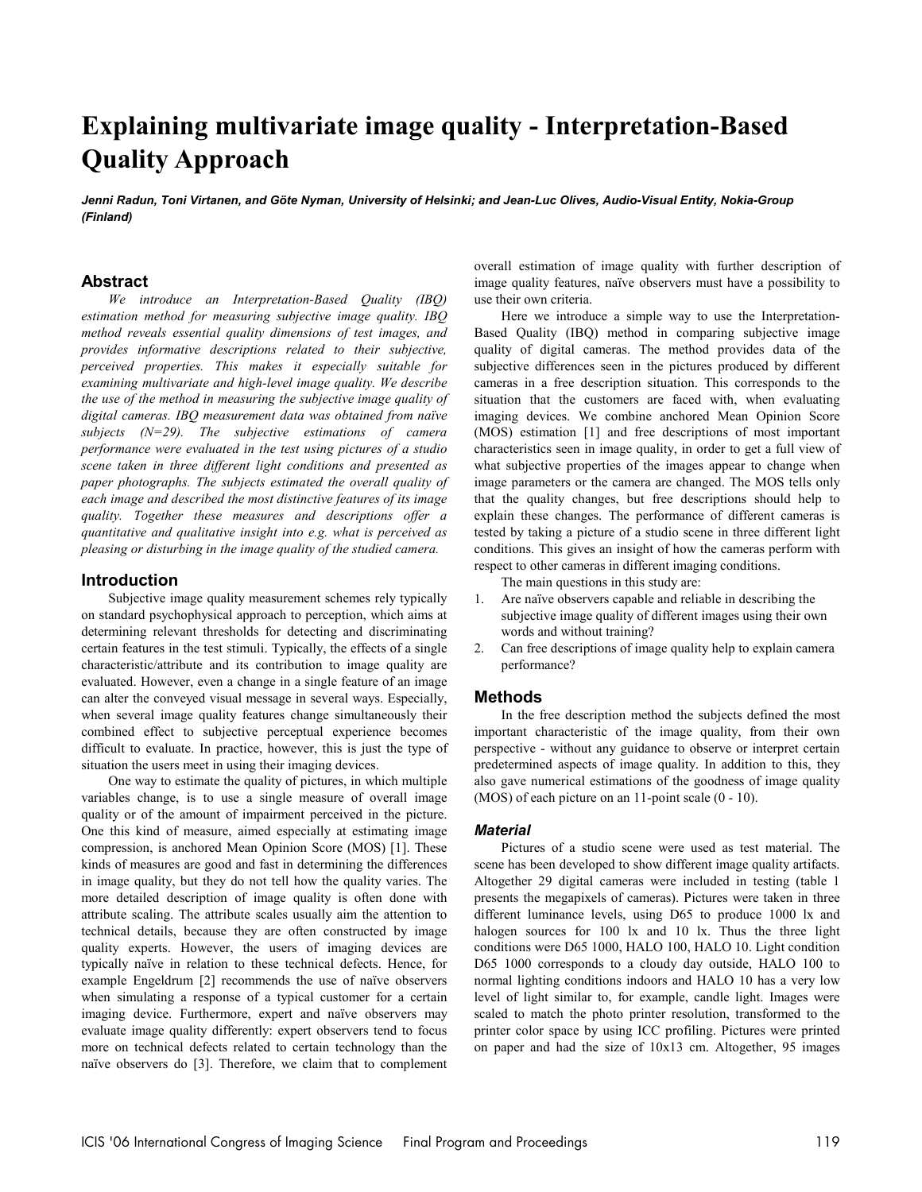# Explaining multivariate image quality - Interpretation-Based Quality Approach

***Jenni Radun, Toni Virtanen, and Göte Nyman, University of Helsinki; and Jean-Luc Olives, Audio-Visual Entity, Nokia-Group (Finland)***

## Abstract

*We introduce an Interpretation-Based Quality (IBQ) estimation method for measuring subjective image quality. IBQ method reveals essential quality dimensions of test images, and provides informative descriptions related to their subjective, perceived properties. This makes it especially suitable for examining multivariate and high-level image quality. We describe the use of the method in measuring the subjective image quality of digital cameras. IBQ measurement data was obtained from naïve subjects (N=29). The subjective estimations of camera performance were evaluated in the test using pictures of a studio scene taken in three different light conditions and presented as paper photographs. The subjects estimated the overall quality of each image and described the most distinctive features of its image quality. Together these measures and descriptions offer a quantitative and qualitative insight into e.g. what is perceived as pleasing or disturbing in the image quality of the studied camera.*

## Introduction

Subjective image quality measurement schemes rely typically on standard psychophysical approach to perception, which aims at determining relevant thresholds for detecting and discriminating certain features in the test stimuli. Typically, the effects of a single characteristic/attribute and its contribution to image quality are evaluated. However, even a change in a single feature of an image can alter the conveyed visual message in several ways. Especially, when several image quality features change simultaneously their combined effect to subjective perceptual experience becomes difficult to evaluate. In practice, however, this is just the type of situation the users meet in using their imaging devices.

One way to estimate the quality of pictures, in which multiple variables change, is to use a single measure of overall image quality or of the amount of impairment perceived in the picture. One this kind of measure, aimed especially at estimating image compression, is anchored Mean Opinion Score (MOS) [1]. These kinds of measures are good and fast in determining the differences in image quality, but they do not tell how the quality varies. The more detailed description of image quality is often done with attribute scaling. The attribute scales usually aim the attention to technical details, because they are often constructed by image quality experts. However, the users of imaging devices are typically naïve in relation to these technical defects. Hence, for example Engeldrum [2] recommends the use of naïve observers when simulating a response of a typical customer for a certain imaging device. Furthermore, expert and naïve observers may evaluate image quality differently: expert observers tend to focus more on technical defects related to certain technology than the naïve observers do [3]. Therefore, we claim that to complement overall estimation of image quality with further description of image quality features, naïve observers must have a possibility to use their own criteria.

Here we introduce a simple way to use the Interpretation-Based Quality (IBQ) method in comparing subjective image quality of digital cameras. The method provides data of the subjective differences seen in the pictures produced by different cameras in a free description situation. This corresponds to the situation that the customers are faced with, when evaluating imaging devices. We combine anchored Mean Opinion Score (MOS) estimation [1] and free descriptions of most important characteristics seen in image quality, in order to get a full view of what subjective properties of the images appear to change when image parameters or the camera are changed. The MOS tells only that the quality changes, but free descriptions should help to explain these changes. The performance of different cameras is tested by taking a picture of a studio scene in three different light conditions. This gives an insight of how the cameras perform with respect to other cameras in different imaging conditions.

The main questions in this study are:

1. Are naïve observers capable and reliable in describing the subjective image quality of different images using their own words and without training?
2. Can free descriptions of image quality help to explain camera performance?

## Methods

In the free description method the subjects defined the most important characteristic of the image quality, from their own perspective - without any guidance to observe or interpret certain predetermined aspects of image quality. In addition to this, they also gave numerical estimations of the goodness of image quality (MOS) of each picture on an 11-point scale (0 - 10).

### *Material*

Pictures of a studio scene were used as test material. The scene has been developed to show different image quality artifacts. Altogether 29 digital cameras were included in testing (table 1 presents the megapixels of cameras). Pictures were taken in three different luminance levels, using D65 to produce 1000 lx and halogen sources for 100 lx and 10 lx. Thus the three light conditions were D65 1000, HALO 100, HALO 10. Light condition D65 1000 corresponds to a cloudy day outside, HALO 100 to normal lighting conditions indoors and HALO 10 has a very low level of light similar to, for example, candle light. Images were scaled to match the photo printer resolution, transformed to the printer color space by using ICC profiling. Pictures were printed on paper and had the size of 10x13 cm. Altogether, 95 images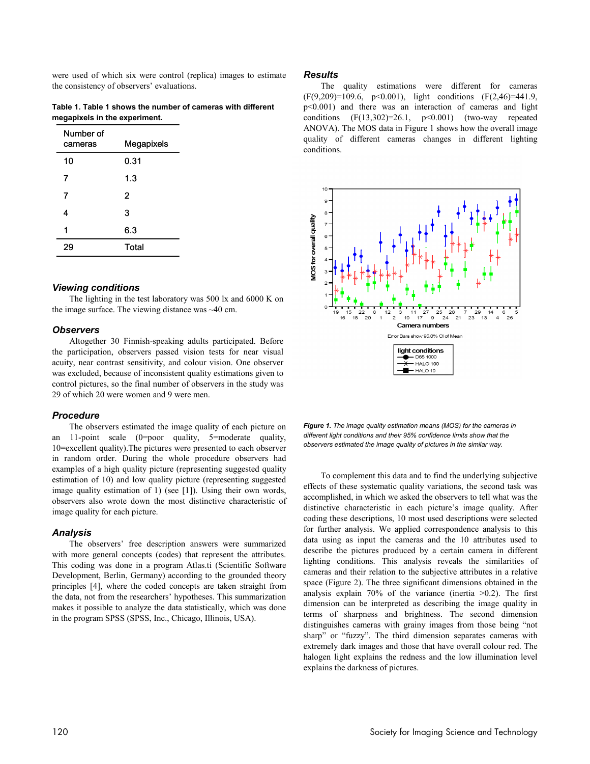were used of which six were control (replica) images to estimate the consistency of observers' evaluations.

**Table 1. Table 1 shows the number of cameras with different megapixels in the experiment.**

| Number of cameras | Megapixels |
|---|---|
| 10 | 0.31 |
| 7 | 1.3 |
| 7 | 2 |
| 4 | 3 |
| 1 | 6.3 |
| 29 | Total |

### Viewing conditions

The lighting in the test laboratory was 500 lx and 6000 K on the image surface. The viewing distance was ~40 cm.

### Observers

Altogether 30 Finnish-speaking adults participated. Before the participation, observers passed vision tests for near visual acuity, near contrast sensitivity, and colour vision. One observer was excluded, because of inconsistent quality estimations given to control pictures, so the final number of observers in the study was 29 of which 20 were women and 9 were men.

### Procedure

The observers estimated the image quality of each picture on an 11-point scale (0=poor quality, 5=moderate quality, 10=excellent quality).The pictures were presented to each observer in random order. During the whole procedure observers had examples of a high quality picture (representing suggested quality estimation of 10) and low quality picture (representing suggested image quality estimation of 1) (see [1]). Using their own words, observers also wrote down the most distinctive characteristic of image quality for each picture.

### Analysis

The observers' free description answers were summarized with more general concepts (codes) that represent the attributes. This coding was done in a program Atlas.ti (Scientific Software Development, Berlin, Germany) according to the grounded theory principles [4], where the coded concepts are taken straight from the data, not from the researchers' hypotheses. This summarization makes it possible to analyze the data statistically, which was done in the program SPSS (SPSS, Inc., Chicago, Illinois, USA).

### Results

The quality estimations were different for cameras ($F(9,209)=109.6$, $p<0.001$), light conditions ($F(2,46)=441.9$, $p<0.001$) and there was an interaction of cameras and light conditions ($F(13,302)=26.1$, $p<0.001$) (two-way repeated ANOVA). The MOS data in Figure 1 shows how the overall image quality of different cameras changes in different lighting conditions.

*Figure 1. The image quality estimation means (MOS) for the cameras in different light conditions and their 95% confidence limits show that the observers estimated the image quality of pictures in the similar way.*

To complement this data and to find the underlying subjective effects of these systematic quality variations, the second task was accomplished, in which we asked the observers to tell what was the distinctive characteristic in each picture's image quality. After coding these descriptions, 10 most used descriptions were selected for further analysis. We applied correspondence analysis to this data using as input the cameras and the 10 attributes used to describe the pictures produced by a certain camera in different lighting conditions. This analysis reveals the similarities of cameras and their relation to the subjective attributes in a relative space (Figure 2). The three significant dimensions obtained in the analysis explain 70% of the variance (inertia >0.2). The first dimension can be interpreted as describing the image quality in terms of sharpness and brightness. The second dimension distinguishes cameras with grainy images from those being "not sharp" or "fuzzy". The third dimension separates cameras with extremely dark images and those that have overall colour red. The halogen light explains the redness and the low illumination level explains the darkness of pictures.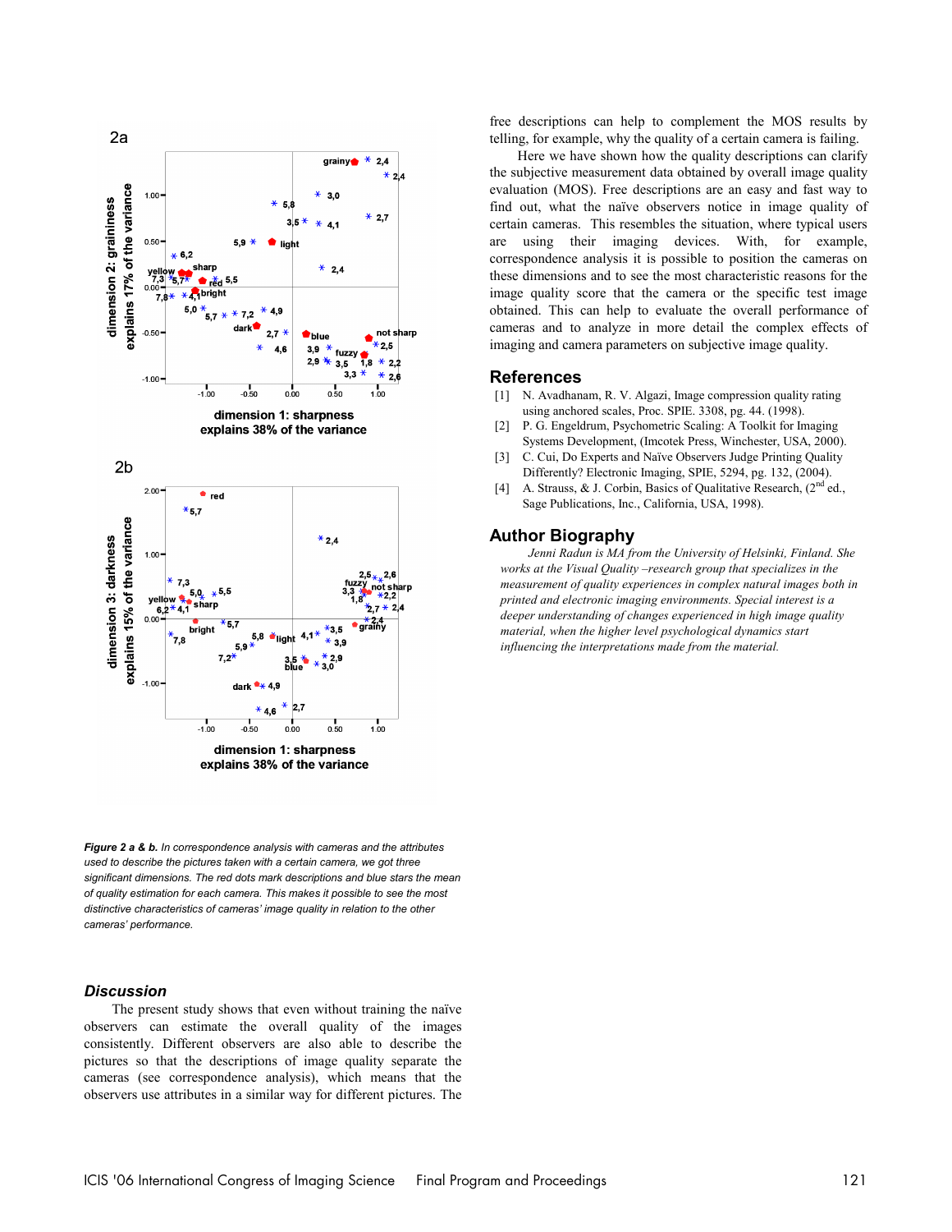2a

grainy
2,4
2,4
1.00
5,8
3,0
2,7
3,5
4,1
0.50
5,9
light
6,2
2,4
yellow
sharp
7,3
5,7
red
5,5
0.00
7,8
4,1
bright
5,0
4,9
5,7
7,2
-0.50
dark
2,7
blue
not sharp
4,6
2,5
3,9
fuzzy
2,9
3,5
1,8
2,2
-1.00
3,3
2,6
-1.00
-0.50
0.00
0.50
1.00

dimension 2: graininess
explains 17% of the variance

dimension 1: sharpness
explains 38% of the variance

2b

2.00
red
5,7
2,4
1.00
7,3
2,5
2,6
fuzzy
not sharp
5,0
5,5
3,3
yellow
2,2
sharp
1,8
6,2
4,1
2,7
2,4
0.00
2,4
grainy
5,7
bright
3,5
7,8
4,1
5,8
light
3,9
5,9
7,2
3,5
2,9
blue
3,0
-1.00
dark
4,9
4,6
2,7
-1.00
-0.50
0.00
0.50
1.00

dimension 3: darkness
explains 15% of the variance

dimension 1: sharpness
explains 38% of the variance

***Figure 2 a & b.*** *In correspondence analysis with cameras and the attributes used to describe the pictures taken with a certain camera, we got three significant dimensions. The red dots mark descriptions and blue stars the mean of quality estimation for each camera. This makes it possible to see the most distinctive characteristics of cameras' image quality in relation to the other cameras' performance.*

## Discussion

The present study shows that even without training the naïve observers can estimate the overall quality of the images consistently. Different observers are also able to describe the pictures so that the descriptions of image quality separate the cameras (see correspondence analysis), which means that the observers use attributes in a similar way for different pictures. The free descriptions can help to complement the MOS results by telling, for example, why the quality of a certain camera is failing.

Here we have shown how the quality descriptions can clarify the subjective measurement data obtained by overall image quality evaluation (MOS). Free descriptions are an easy and fast way to find out, what the naïve observers notice in image quality of certain cameras. This resembles the situation, where typical users are using their imaging devices. With, for example, correspondence analysis it is possible to position the cameras on these dimensions and to see the most characteristic reasons for the image quality score that the camera or the specific test image obtained. This can help to evaluate the overall performance of cameras and to analyze in more detail the complex effects of imaging and camera parameters on subjective image quality.

## References

[1] N. Avadhanam, R. V. Algazi, Image compression quality rating using anchored scales, Proc. SPIE. 3308, pg. 44. (1998).

[2] P. G. Engeldrum, Psychometric Scaling: A Toolkit for Imaging Systems Development, (Imcotek Press, Winchester, USA, 2000).

[3] C. Cui, Do Experts and Naïve Observers Judge Printing Quality Differently? Electronic Imaging, SPIE, 5294, pg. 132, (2004).

[4] A. Strauss, & J. Corbin, Basics of Qualitative Research, (2nd ed., Sage Publications, Inc., California, USA, 1998).

## Author Biography

*Jenni Radun is MA from the University of Helsinki, Finland. She works at the Visual Quality –research group that specializes in the measurement of quality experiences in complex natural images both in printed and electronic imaging environments. Special interest is a deeper understanding of changes experienced in high image quality material, when the higher level psychological dynamics start influencing the interpretations made from the material.*